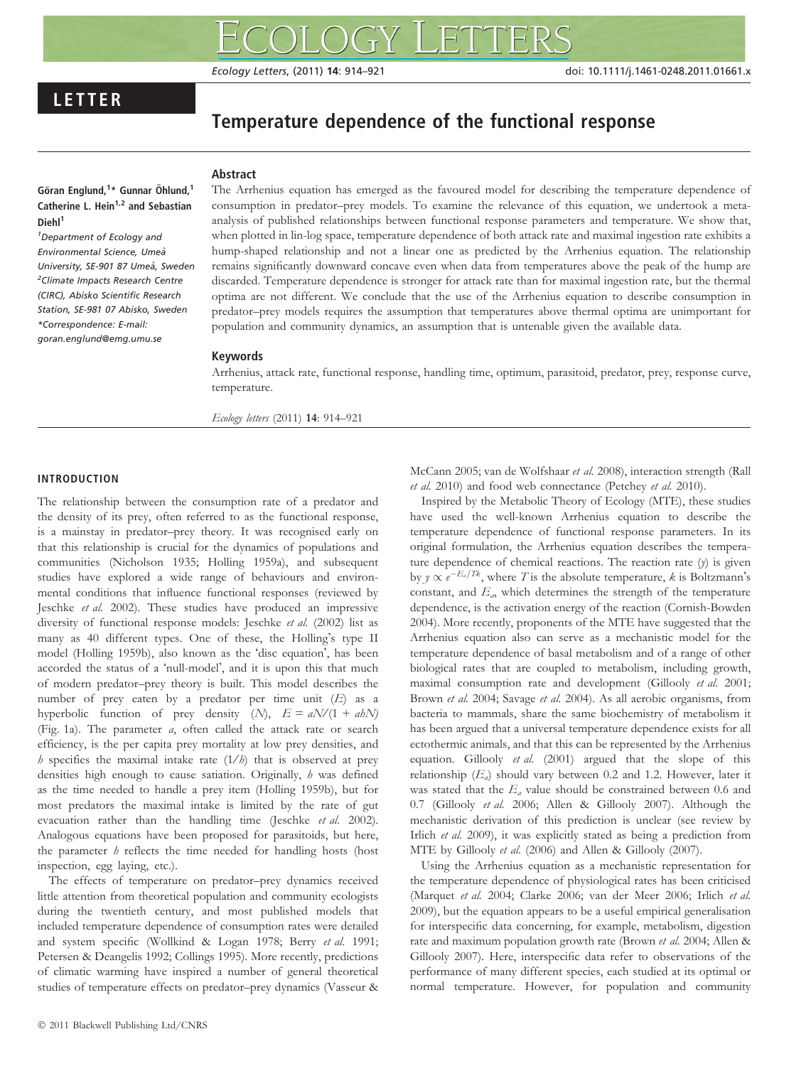LETTER

# Temperature dependence of the functional response

**Göran Englund,[1]* Gunnar Öhlund,[1] Catherine L. Hein[1,2] and Sebastian Diehl[1]**

[1]Department of Ecology and Environmental Science, Umeå University, SE-901 87 Umeå, Sweden

[2]Climate Impacts Research Centre (CIRC), Abisko Scientific Research Station, SE-981 07 Abisko, Sweden

*Correspondence: E-mail: goran.englund@emg.umu.se

## Abstract

The Arrhenius equation has emerged as the favoured model for describing the temperature dependence of consumption in predator–prey models. To examine the relevance of this equation, we undertook a meta-analysis of published relationships between functional response parameters and temperature. We show that, when plotted in lin-log space, temperature dependence of both attack rate and maximal ingestion rate exhibits a hump-shaped relationship and not a linear one as predicted by the Arrhenius equation. The relationship remains significantly downward concave even when data from temperatures above the peak of the hump are discarded. Temperature dependence is stronger for attack rate than for maximal ingestion rate, but the thermal optima are not different. We conclude that the use of the Arrhenius equation to describe consumption in predator–prey models requires the assumption that temperatures above thermal optima are unimportant for population and community dynamics, an assumption that is untenable given the available data.

## Keywords

Arrhenius, attack rate, functional response, handling time, optimum, parasitoid, predator, prey, response curve, temperature.

*Ecology letters* (2011) **14**: 914–921

## INTRODUCTION

The relationship between the consumption rate of a predator and the density of its prey, often referred to as the functional response, is a mainstay in predator–prey theory. It was recognised early on that this relationship is crucial for the dynamics of populations and communities (Nicholson 1935; Holling 1959a), and subsequent studies have explored a wide range of behaviours and environmental conditions that influence functional responses (reviewed by Jeschke *et al.* 2002). These studies have produced an impressive diversity of functional response models: Jeschke *et al.* (2002) list as many as 40 different types. One of these, the Holling's type II model (Holling 1959b), also known as the 'disc equation', has been accorded the status of a 'null-model', and it is upon this that much of modern predator–prey theory is built. This model describes the number of prey eaten by a predator per time unit ($E$) as a hyperbolic function of prey density ($N$), $E = aN/(1 + ahN)$ (Fig. 1a). The parameter $a$, often called the attack rate or search efficiency, is the per capita prey mortality at low prey densities, and $h$ specifies the maximal intake rate ($1/h$) that is observed at prey densities high enough to cause satiation. Originally, $h$ was defined as the time needed to handle a prey item (Holling 1959b), but for most predators the maximal intake is limited by the rate of gut evacuation rather than the handling time (Jeschke *et al.* 2002). Analogous equations have been proposed for parasitoids, but here, the parameter $h$ reflects the time needed for handling hosts (host inspection, egg laying, etc.).

The effects of temperature on predator–prey dynamics received little attention from theoretical population and community ecologists during the twentieth century, and most published models that included temperature dependence of consumption rates were detailed and system specific (Wollkind & Logan 1978; Berry *et al.* 1991; Petersen & Deangelis 1992; Collings 1995). More recently, predictions of climatic warming have inspired a number of general theoretical studies of temperature effects on predator–prey dynamics (Vasseur & McCann 2005; van de Wolfshaar *et al.* 2008), interaction strength (Rall *et al.* 2010) and food web connectance (Petchey *et al.* 2010).

Inspired by the Metabolic Theory of Ecology (MTE), these studies have used the well-known Arrhenius equation to describe the temperature dependence of functional response parameters. In its original formulation, the Arrhenius equation describes the temperature dependence of chemical reactions. The reaction rate ($y$) is given by $y \propto e^{-E_a/Tk}$, where $T$ is the absolute temperature, $k$ is Boltzmann's constant, and $E_a$, which determines the strength of the temperature dependence, is the activation energy of the reaction (Cornish-Bowden 2004). More recently, proponents of the MTE have suggested that the Arrhenius equation also can serve as a mechanistic model for the temperature dependence of basal metabolism and of a range of other biological rates that are coupled to metabolism, including growth, maximal consumption rate and development (Gillooly *et al.* 2001; Brown *et al.* 2004; Savage *et al.* 2004). As all aerobic organisms, from bacteria to mammals, share the same biochemistry of metabolism it has been argued that a universal temperature dependence exists for all ectothermic animals, and that this can be represented by the Arrhenius equation. Gillooly *et al.* (2001) argued that the slope of this relationship ($E_a$) should vary between 0.2 and 1.2. However, later it was stated that the $E_a$ value should be constrained between 0.6 and 0.7 (Gillooly *et al.* 2006; Allen & Gillooly 2007). Although the mechanistic derivation of this prediction is unclear (see review by Irlich *et al.* 2009), it was explicitly stated as being a prediction from MTE by Gillooly *et al.* (2006) and Allen & Gillooly (2007).

Using the Arrhenius equation as a mechanistic representation for the temperature dependence of physiological rates has been criticised (Marquet *et al.* 2004; Clarke 2006; van der Meer 2006; Irlich *et al.* 2009), but the equation appears to be a useful empirical generalisation for interspecific data concerning, for example, metabolism, digestion rate and maximum population growth rate (Brown *et al.* 2004; Allen & Gillooly 2007). Here, interspecific data refer to observations of the performance of many different species, each studied at its optimal or normal temperature. However, for population and community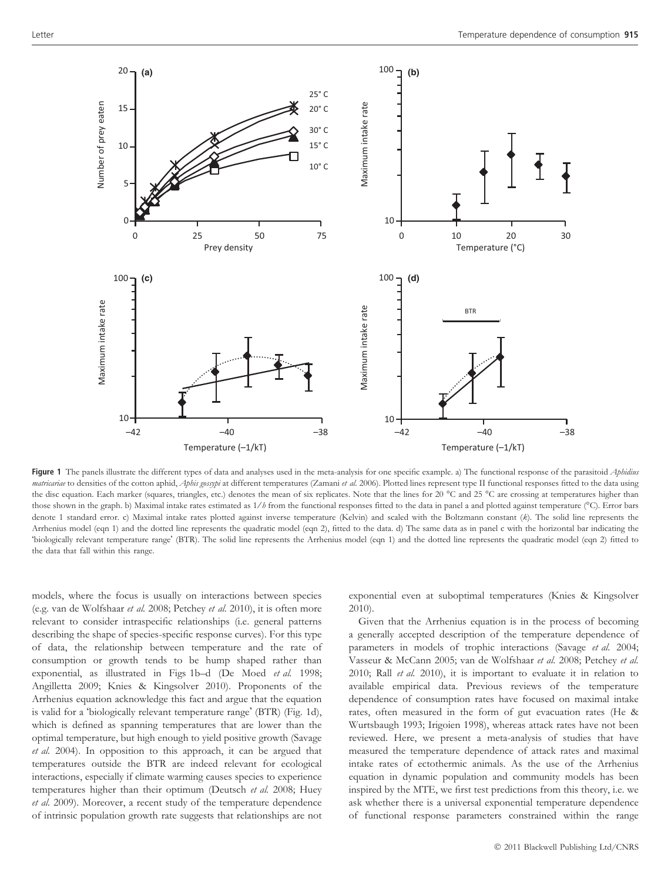**Figure 1** The panels illustrate the different types of data and analyses used in the meta-analysis for one specific example. a) The functional response of the parasitoid *Aphidius matricariae* to densities of the cotton aphid, *Aphis gossypi* at different temperatures (Zamani *et al.* 2006). Plotted lines represent type II functional responses fitted to the data using the disc equation. Each marker (squares, triangles, etc.) denotes the mean of six replicates. Note that the lines for 20 °C and 25 °C are crossing at temperatures higher than those shown in the graph. b) Maximal intake rates estimated as $1/h$ from the functional responses fitted to the data in panel a and plotted against temperature (°C). Error bars denote 1 standard error. c) Maximal intake rates plotted against inverse temperature (Kelvin) and scaled with the Boltzmann constant ($k$). The solid line represents the Arrhenius model (eqn 1) and the dotted line represents the quadratic model (eqn 2), fitted to the data. d) The same data as in panel c with the horizontal bar indicating the 'biologically relevant temperature range' (BTR). The solid line represents the Arrhenius model (eqn 1) and the dotted line represents the quadratic model (eqn 2) fitted to the data that fall within this range.

models, where the focus is usually on interactions between species (e.g. van de Wolfshaar *et al.* 2008; Petchey *et al.* 2010), it is often more relevant to consider intraspecific relationships (i.e. general patterns describing the shape of species-specific response curves). For this type of data, the relationship between temperature and the rate of consumption or growth tends to be hump shaped rather than exponential, as illustrated in Figs 1b–d (De Moed *et al.* 1998; Angilletta 2009; Knies & Kingsolver 2010). Proponents of the Arrhenius equation acknowledge this fact and argue that the equation is valid for a 'biologically relevant temperature range' (BTR) (Fig. 1d), which is defined as spanning temperatures that are lower than the optimal temperature, but high enough to yield positive growth (Savage *et al.* 2004). In opposition to this approach, it can be argued that temperatures outside the BTR are indeed relevant for ecological interactions, especially if climate warming causes species to experience temperatures higher than their optimum (Deutsch *et al.* 2008; Huey *et al.* 2009). Moreover, a recent study of the temperature dependence of intrinsic population growth rate suggests that relationships are not exponential even at suboptimal temperatures (Knies & Kingsolver 2010).

Given that the Arrhenius equation is in the process of becoming a generally accepted description of the temperature dependence of parameters in models of trophic interactions (Savage *et al.* 2004; Vasseur & McCann 2005; van de Wolfshaar *et al.* 2008; Petchey *et al.* 2010; Rall *et al.* 2010), it is important to evaluate it in relation to available empirical data. Previous reviews of the temperature dependence of consumption rates have focused on maximal intake rates, often measured in the form of gut evacuation rates (He & Wurtsbaugh 1993; Irigoien 1998), whereas attack rates have not been reviewed. Here, we present a meta-analysis of studies that have measured the temperature dependence of attack rates and maximal intake rates of ectothermic animals. As the use of the Arrhenius equation in dynamic population and community models has been inspired by the MTE, we first test predictions from this theory, i.e. we ask whether there is a universal exponential temperature dependence of functional response parameters constrained within the range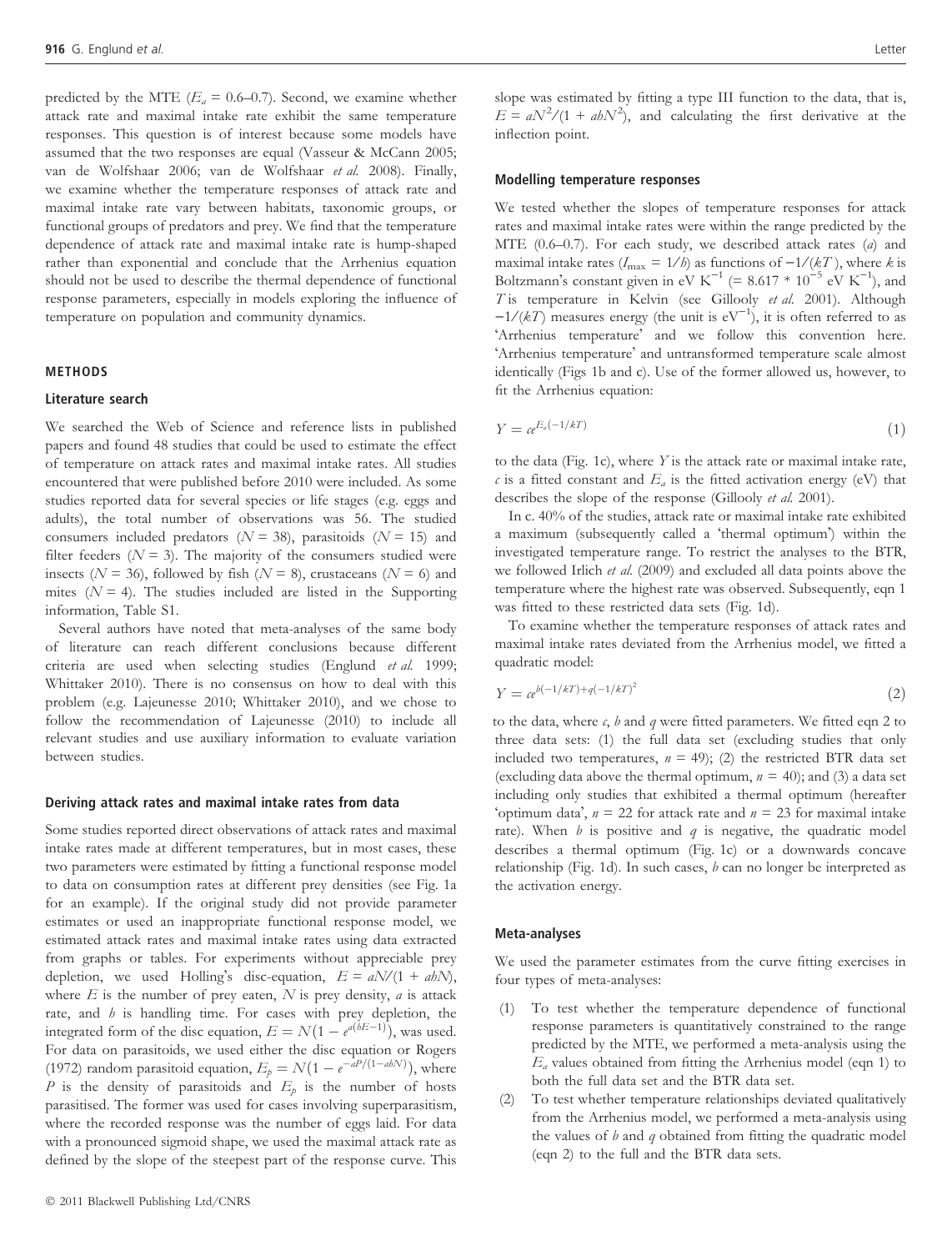predicted by the MTE ($E_a$ = 0.6–0.7). Second, we examine whether attack rate and maximal intake rate exhibit the same temperature responses. This question is of interest because some models have assumed that the two responses are equal (Vasseur & McCann 2005; van de Wolfshaar 2006; van de Wolfshaar *et al.* 2008). Finally, we examine whether the temperature responses of attack rate and maximal intake rate vary between habitats, taxonomic groups, or functional groups of predators and prey. We find that the temperature dependence of attack rate and maximal intake rate is hump-shaped rather than exponential and conclude that the Arrhenius equation should not be used to describe the thermal dependence of functional response parameters, especially in models exploring the influence of temperature on population and community dynamics.

## METHODS

### Literature search

We searched the Web of Science and reference lists in published papers and found 48 studies that could be used to estimate the effect of temperature on attack rates and maximal intake rates. All studies encountered that were published before 2010 were included. As some studies reported data for several species or life stages (e.g. eggs and adults), the total number of observations was 56. The studied consumers included predators ($N$ = 38), parasitoids ($N$ = 15) and filter feeders ($N$ = 3). The majority of the consumers studied were insects ($N$ = 36), followed by fish ($N$ = 8), crustaceans ($N$ = 6) and mites ($N$ = 4). The studies included are listed in the Supporting information, Table S1.

Several authors have noted that meta-analyses of the same body of literature can reach different conclusions because different criteria are used when selecting studies (Englund *et al.* 1999; Whittaker 2010). There is no consensus on how to deal with this problem (e.g. Lajeunesse 2010; Whittaker 2010), and we chose to follow the recommendation of Lajeunesse (2010) to include all relevant studies and use auxiliary information to evaluate variation between studies.

### Deriving attack rates and maximal intake rates from data

Some studies reported direct observations of attack rates and maximal intake rates made at different temperatures, but in most cases, these two parameters were estimated by fitting a functional response model to data on consumption rates at different prey densities (see Fig. 1a for an example). If the original study did not provide parameter estimates or used an inappropriate functional response model, we estimated attack rates and maximal intake rates using data extracted from graphs or tables. For experiments without appreciable prey depletion, we used Holling's disc-equation, $E = aN/(1 + abN)$, where $E$ is the number of prey eaten, $N$ is prey density, $a$ is attack rate, and $b$ is handling time. For cases with prey depletion, the integrated form of the disc equation, $E = N(1 - e^{a(bE-1)})$, was used. For data on parasitoids, we used either the disc equation or Rogers (1972) random parasitoid equation, $E_p = N(1 - e^{-aP/(1-abN)})$, where $P$ is the density of parasitoids and $E_p$ is the number of hosts parasitised. The former was used for cases involving superparasitism, where the recorded response was the number of eggs laid. For data with a pronounced sigmoid shape, we used the maximal attack rate as defined by the slope of the steepest part of the response curve. This slope was estimated by fitting a type III function to the data, that is, $E = aN^2/(1 + abN^2)$, and calculating the first derivative at the inflection point.

### Modelling temperature responses

We tested whether the slopes of temperature responses for attack rates and maximal intake rates were within the range predicted by the MTE (0.6–0.7). For each study, we described attack rates ($a$) and maximal intake rates ($I_{max} = 1/b$) as functions of $-1/(kT)$, where $k$ is Boltzmann's constant given in eV $K^{-1}$ (= 8.617 * $10^{-5}$ eV $K^{-1}$), and $T$ is temperature in Kelvin (see Gillooly *et al.* 2001). Although $-1/(kT)$ measures energy (the unit is $eV^{-1}$), it is often referred to as 'Arrhenius temperature' and we follow this convention here. 'Arrhenius temperature' and untransformed temperature scale almost identically (Figs 1b and c). Use of the former allowed us, however, to fit the Arrhenius equation:

$$Y = ce^{E_a(-1/kT)} \tag{1}$$

to the data (Fig. 1c), where $Y$ is the attack rate or maximal intake rate, $c$ is a fitted constant and $E_a$ is the fitted activation energy (eV) that describes the slope of the response (Gillooly *et al.* 2001).

In c. 40% of the studies, attack rate or maximal intake rate exhibited a maximum (subsequently called a 'thermal optimum') within the investigated temperature range. To restrict the analyses to the BTR, we followed Irlich *et al.* (2009) and excluded all data points above the temperature where the highest rate was observed. Subsequently, eqn 1 was fitted to these restricted data sets (Fig. 1d).

To examine whether the temperature responses of attack rates and maximal intake rates deviated from the Arrhenius model, we fitted a quadratic model:

$$Y = ce^{b(-1/kT)+q(-1/kT)^2} \tag{2}$$

to the data, where $c$, $b$ and $q$ were fitted parameters. We fitted eqn 2 to three data sets: (1) the full data set (excluding studies that only included two temperatures, $n$ = 49); (2) the restricted BTR data set (excluding data above the thermal optimum, $n$ = 40); and (3) a data set including only studies that exhibited a thermal optimum (hereafter 'optimum data', $n$ = 22 for attack rate and $n$ = 23 for maximal intake rate). When $b$ is positive and $q$ is negative, the quadratic model describes a thermal optimum (Fig. 1c) or a downwards concave relationship (Fig. 1d). In such cases, $b$ can no longer be interpreted as the activation energy.

### Meta-analyses

We used the parameter estimates from the curve fitting exercises in four types of meta-analyses:

1. To test whether the temperature dependence of functional response parameters is quantitatively constrained to the range predicted by the MTE, we performed a meta-analysis using the $E_a$ values obtained from fitting the Arrhenius model (eqn 1) to both the full data set and the BTR data set.
2. To test whether temperature relationships deviated qualitatively from the Arrhenius model, we performed a meta-analysis using the values of $b$ and $q$ obtained from fitting the quadratic model (eqn 2) to the full and the BTR data sets.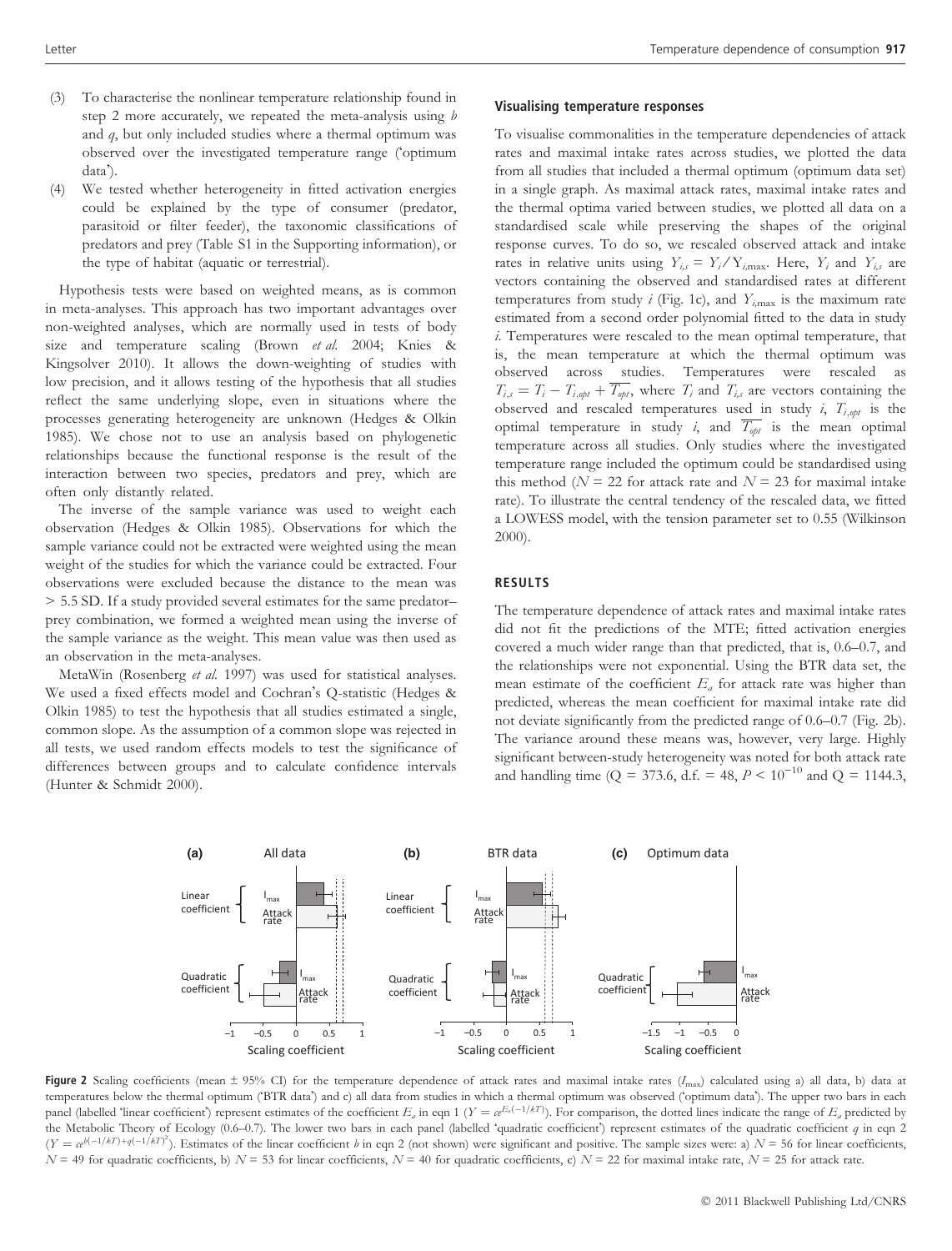(3) To characterise the nonlinear temperature relationship found in step 2 more accurately, we repeated the meta-analysis using $b$ and $q$, but only included studies where a thermal optimum was observed over the investigated temperature range ('optimum data').

(4) We tested whether heterogeneity in fitted activation energies could be explained by the type of consumer (predator, parasitoid or filter feeder), the taxonomic classifications of predators and prey (Table S1 in the Supporting information), or the type of habitat (aquatic or terrestrial).

Hypothesis tests were based on weighted means, as is common in meta-analyses. This approach has two important advantages over non-weighted analyses, which are normally used in tests of body size and temperature scaling (Brown *et al.* 2004; Knies & Kingsolver 2010). It allows the down-weighting of studies with low precision, and it allows testing of the hypothesis that all studies reflect the same underlying slope, even in situations where the processes generating heterogeneity are unknown (Hedges & Olkin 1985). We chose not to use an analysis based on phylogenetic relationships because the functional response is the result of the interaction between two species, predators and prey, which are often only distantly related.

The inverse of the sample variance was used to weight each observation (Hedges & Olkin 1985). Observations for which the sample variance could not be extracted were weighted using the mean weight of the studies for which the variance could be extracted. Four observations were excluded because the distance to the mean was > 5.5 SD. If a study provided several estimates for the same predator–prey combination, we formed a weighted mean using the inverse of the sample variance as the weight. This mean value was then used as an observation in the meta-analyses.

MetaWin (Rosenberg *et al.* 1997) was used for statistical analyses. We used a fixed effects model and Cochran's Q-statistic (Hedges & Olkin 1985) to test the hypothesis that all studies estimated a single, common slope. As the assumption of a common slope was rejected in all tests, we used random effects models to test the significance of differences between groups and to calculate confidence intervals (Hunter & Schmidt 2000).

### Visualising temperature responses

To visualise commonalities in the temperature dependencies of attack rates and maximal intake rates across studies, we plotted the data from all studies that included a thermal optimum (optimum data set) in a single graph. As maximal attack rates, maximal intake rates and the thermal optima varied between studies, we plotted all data on a standardised scale while preserving the shapes of the original response curves. To do so, we rescaled observed attack and intake rates in relative units using $Y_{i,s} = Y_i / Y_{i,\max}$. Here, $Y_i$ and $Y_{i,s}$ are vectors containing the observed and standardised rates at different temperatures from study $i$ (Fig. 1c), and $Y_{i,\max}$ is the maximum rate estimated from a second order polynomial fitted to the data in study $i$. Temperatures were rescaled to the mean optimal temperature, that is, the mean temperature at which the thermal optimum was observed across studies. Temperatures were rescaled as $T_{i,s} = T_i - T_{i,opt} + \overline{T_{opt}}$, where $T_i$ and $T_{i,s}$ are vectors containing the observed and rescaled temperatures used in study $i$, $T_{i,opt}$ is the optimal temperature in study $i$, and $\overline{T_{opt}}$ is the mean optimal temperature across all studies. Only studies where the investigated temperature range included the optimum could be standardised using this method ($N = 22$ for attack rate and $N = 23$ for maximal intake rate). To illustrate the central tendency of the rescaled data, we fitted a LOWESS model, with the tension parameter set to 0.55 (Wilkinson 2000).

## RESULTS

The temperature dependence of attack rates and maximal intake rates did not fit the predictions of the MTE; fitted activation energies covered a much wider range than that predicted, that is, 0.6–0.7, and the relationships were not exponential. Using the BTR data set, the mean estimate of the coefficient $E_a$ for attack rate was higher than predicted, whereas the mean coefficient for maximal intake rate did not deviate significantly from the predicted range of 0.6–0.7 (Fig. 2b). The variance around these means was, however, very large. Highly significant between-study heterogeneity was noted for both attack rate and handling time ($Q = 373.6$, d.f. = 48, $P < 10^{-10}$ and $Q = 1144.3$,

**Figure 2** Scaling coefficients (mean ± 95% CI) for the temperature dependence of attack rates and maximal intake rates ($I_{\max}$) calculated using a) all data, b) data at temperatures below the thermal optimum ('BTR data') and c) all data from studies in which a thermal optimum was observed ('optimum data'). The upper two bars in each panel (labelled 'linear coefficient') represent estimates of the coefficient $E_a$ in eqn 1 ($Y = ce^{E_a(-1/kT)}$). For comparison, the dotted lines indicate the range of $E_a$ predicted by the Metabolic Theory of Ecology (0.6–0.7). The lower two bars in each panel (labelled 'quadratic coefficient') represent estimates of the quadratic coefficient $q$ in eqn 2 ($Y = ce^{b(-1/kT)+q(-1/kT)^2}$). Estimates of the linear coefficient $b$ in eqn 2 (not shown) were significant and positive. The sample sizes were: a) $N = 56$ for linear coefficients, $N = 49$ for quadratic coefficients, b) $N = 53$ for linear coefficients, $N = 40$ for quadratic coefficients, c) $N = 22$ for maximal intake rate, $N = 25$ for attack rate.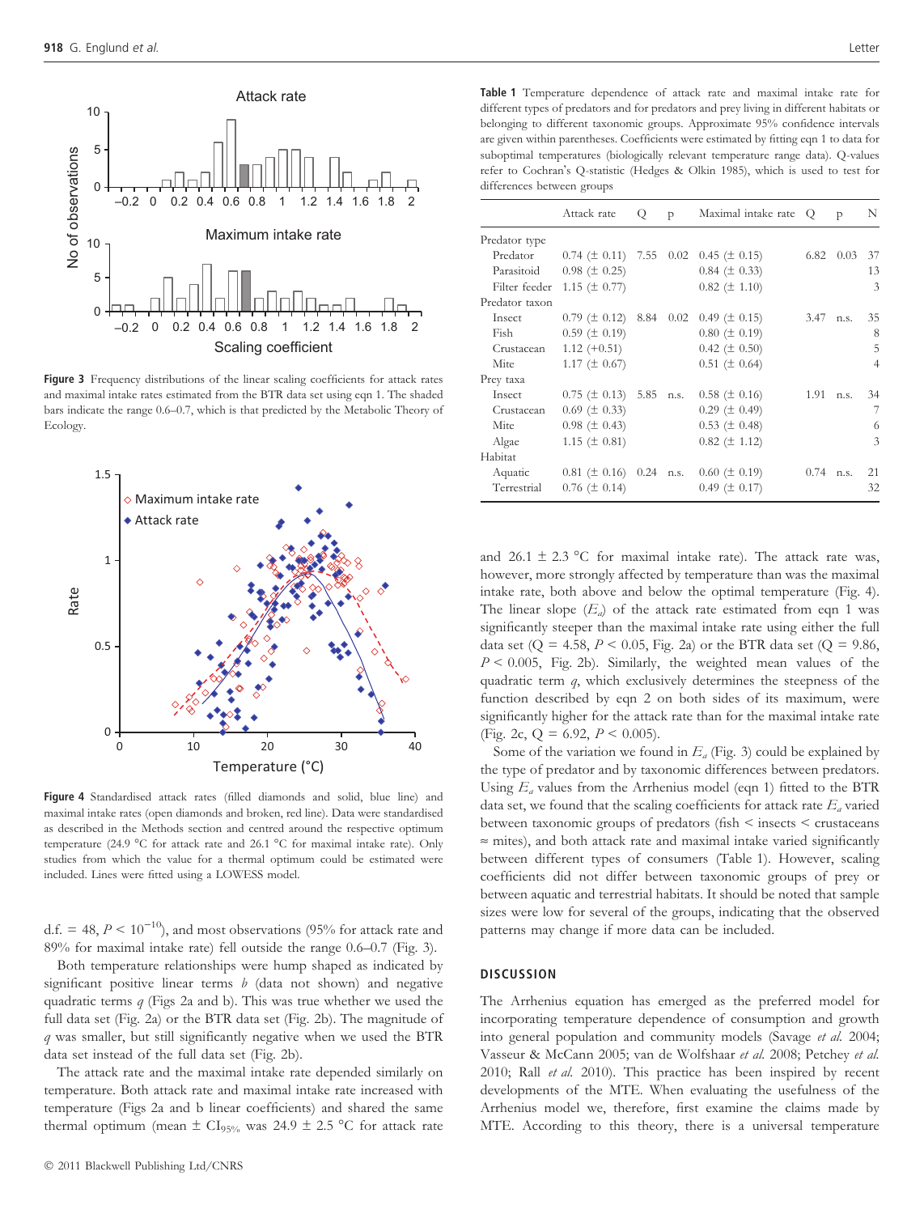Figure 3 Frequency distributions of the linear scaling coefficients for attack rates and maximal intake rates estimated from the BTR data set using eqn 1. The shaded bars indicate the range 0.6–0.7, which is that predicted by the Metabolic Theory of Ecology.

Figure 4 Standardised attack rates (filled diamonds and solid, blue line) and maximal intake rates (open diamonds and broken, red line). Data were standardised as described in the Methods section and centred around the respective optimum temperature (24.9 °C for attack rate and 26.1 °C for maximal intake rate). Only studies from which the value for a thermal optimum could be estimated were included. Lines were fitted using a LOWESS model.

d.f. = 48, $P < 10^{-10}$), and most observations (95% for attack rate and 89% for maximal intake rate) fell outside the range 0.6–0.7 (Fig. 3).

Both temperature relationships were hump shaped as indicated by significant positive linear terms $b$ (data not shown) and negative quadratic terms $q$ (Figs 2a and b). This was true whether we used the full data set (Fig. 2a) or the BTR data set (Fig. 2b). The magnitude of $q$ was smaller, but still significantly negative when we used the BTR data set instead of the full data set (Fig. 2b).

The attack rate and the maximal intake rate depended similarly on temperature. Both attack rate and maximal intake rate increased with temperature (Figs 2a and b linear coefficients) and shared the same thermal optimum (mean ± $CI_{95\%}$ was 24.9 ± 2.5 °C for attack rate and 26.1 ± 2.3 °C for maximal intake rate). The attack rate was, however, more strongly affected by temperature than was the maximal intake rate, both above and below the optimal temperature (Fig. 4). The linear slope ($E_a$) of the attack rate estimated from eqn 1 was significantly steeper than the maximal intake rate using either the full data set (Q = 4.58, $P < 0.05$, Fig. 2a) or the BTR data set (Q = 9.86, $P < 0.005$, Fig. 2b). Similarly, the weighted mean values of the quadratic term $q$, which exclusively determines the steepness of the function described by eqn 2 on both sides of its maximum, were significantly higher for the attack rate than for the maximal intake rate (Fig. 2c, Q = 6.92, $P < 0.005$).

Table 1 Temperature dependence of attack rate and maximal intake rate for different types of predators and for predators and prey living in different habitats or belonging to different taxonomic groups. Approximate 95% confidence intervals are given within parentheses. Coefficients were estimated by fitting eqn 1 to data for suboptimal temperatures (biologically relevant temperature range data). Q-values refer to Cochran's Q-statistic (Hedges & Olkin 1985), which is used to test for differences between groups

| | Attack rate | Q | p | Maximal intake rate | Q | p | N |
|---|---|---|---|---|---|---|---|
| Predator type | | | | | | | |
| Predator | 0.74 (± 0.11) | 7.55 | 0.02 | 0.45 (± 0.15) | 6.82 | 0.03 | 37 |
| Parasitoid | 0.98 (± 0.25) | | | 0.84 (± 0.33) | | | 13 |
| Filter feeder | 1.15 (± 0.77) | | | 0.82 (± 1.10) | | | 3 |
| Predator taxon | | | | | | | |
| Insect | 0.79 (± 0.12) | 8.84 | 0.02 | 0.49 (± 0.15) | 3.47 | n.s. | 35 |
| Fish | 0.59 (± 0.19) | | | 0.80 (± 0.19) | | | 8 |
| Crustacean | 1.12 (+0.51) | | | 0.42 (± 0.50) | | | 5 |
| Mite | 1.17 (± 0.67) | | | 0.51 (± 0.64) | | | 4 |
| Prey taxa | | | | | | | |
| Insect | 0.75 (± 0.13) | 5.85 | n.s. | 0.58 (± 0.16) | 1.91 | n.s. | 34 |
| Crustacean | 0.69 (± 0.33) | | | 0.29 (± 0.49) | | | 7 |
| Mite | 0.98 (± 0.43) | | | 0.53 (± 0.48) | | | 6 |
| Algae | 1.15 (± 0.81) | | | 0.82 (± 1.12) | | | 3 |
| Habitat | | | | | | | |
| Aquatic | 0.81 (± 0.16) | 0.24 | n.s. | 0.60 (± 0.19) | 0.74 | n.s. | 21 |
| Terrestrial | 0.76 (± 0.14) | | | 0.49 (± 0.17) | | | 32 |

Some of the variation we found in $E_a$ (Fig. 3) could be explained by the type of predator and by taxonomic differences between predators. Using $E_a$ values from the Arrhenius model (eqn 1) fitted to the BTR data set, we found that the scaling coefficients for attack rate $E_a$ varied between taxonomic groups of predators (fish < insects < crustaceans ≈ mites), and both attack rate and maximal intake varied significantly between different types of consumers (Table 1). However, scaling coefficients did not differ between taxonomic groups of prey or between aquatic and terrestrial habitats. It should be noted that sample sizes were low for several of the groups, indicating that the observed patterns may change if more data can be included.

## DISCUSSION

The Arrhenius equation has emerged as the preferred model for incorporating temperature dependence of consumption and growth into general population and community models (Savage *et al.* 2004; Vasseur & McCann 2005; van de Wolfshaar *et al.* 2008; Petchey *et al.* 2010; Rall *et al.* 2010). This practice has been inspired by recent developments of the MTE. When evaluating the usefulness of the Arrhenius model we, therefore, first examine the claims made by MTE. According to this theory, there is a universal temperature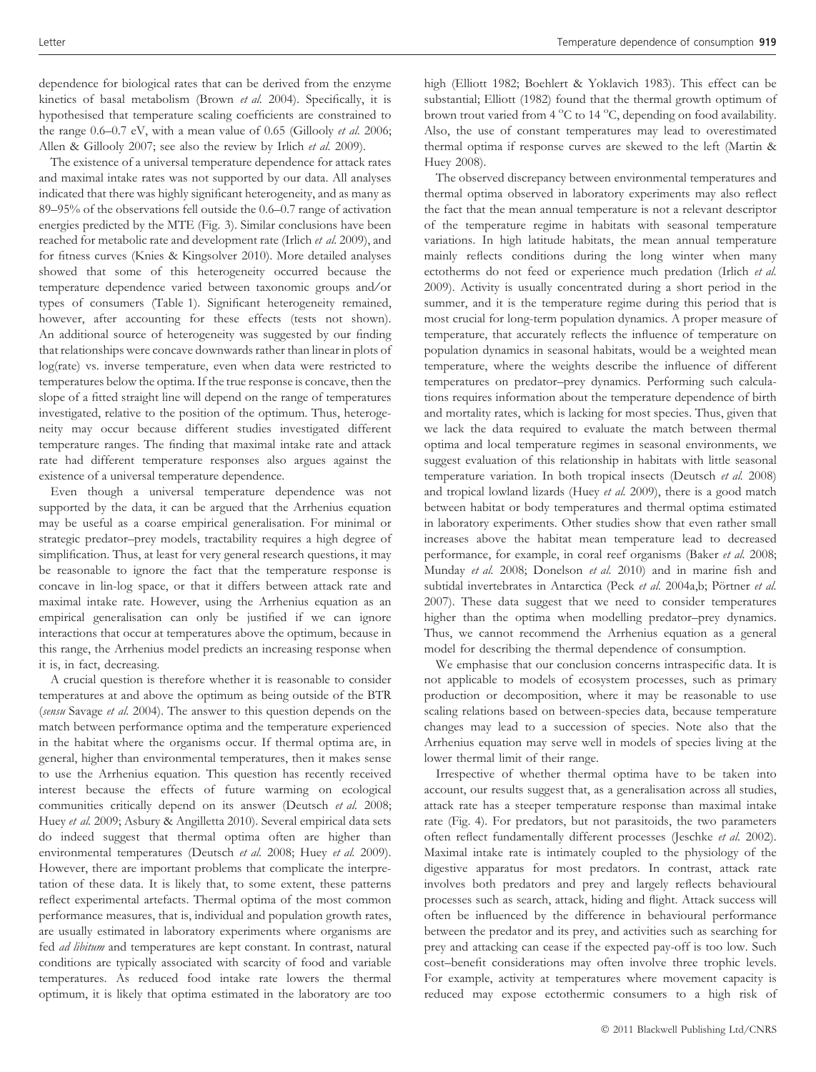dependence for biological rates that can be derived from the enzyme kinetics of basal metabolism (Brown *et al.* 2004). Specifically, it is hypothesised that temperature scaling coefficients are constrained to the range 0.6–0.7 eV, with a mean value of 0.65 (Gillooly *et al.* 2006; Allen & Gillooly 2007; see also the review by Irlich *et al.* 2009).

The existence of a universal temperature dependence for attack rates and maximal intake rates was not supported by our data. All analyses indicated that there was highly significant heterogeneity, and as many as 89–95% of the observations fell outside the 0.6–0.7 range of activation energies predicted by the MTE (Fig. 3). Similar conclusions have been reached for metabolic rate and development rate (Irlich *et al.* 2009), and for fitness curves (Knies & Kingsolver 2010). More detailed analyses showed that some of this heterogeneity occurred because the temperature dependence varied between taxonomic groups and/or types of consumers (Table 1). Significant heterogeneity remained, however, after accounting for these effects (tests not shown). An additional source of heterogeneity was suggested by our finding that relationships were concave downwards rather than linear in plots of log(rate) vs. inverse temperature, even when data were restricted to temperatures below the optima. If the true response is concave, then the slope of a fitted straight line will depend on the range of temperatures investigated, relative to the position of the optimum. Thus, heterogeneity may occur because different studies investigated different temperature ranges. The finding that maximal intake rate and attack rate had different temperature responses also argues against the existence of a universal temperature dependence.

Even though a universal temperature dependence was not supported by the data, it can be argued that the Arrhenius equation may be useful as a coarse empirical generalisation. For minimal or strategic predator–prey models, tractability requires a high degree of simplification. Thus, at least for very general research questions, it may be reasonable to ignore the fact that the temperature response is concave in lin-log space, or that it differs between attack rate and maximal intake rate. However, using the Arrhenius equation as an empirical generalisation can only be justified if we can ignore interactions that occur at temperatures above the optimum, because in this range, the Arrhenius model predicts an increasing response when it is, in fact, decreasing.

A crucial question is therefore whether it is reasonable to consider temperatures at and above the optimum as being outside of the BTR (*sensu* Savage *et al.* 2004). The answer to this question depends on the match between performance optima and the temperature experienced in the habitat where the organisms occur. If thermal optima are, in general, higher than environmental temperatures, then it makes sense to use the Arrhenius equation. This question has recently received interest because the effects of future warming on ecological communities critically depend on its answer (Deutsch *et al.* 2008; Huey *et al.* 2009; Asbury & Angilletta 2010). Several empirical data sets do indeed suggest that thermal optima often are higher than environmental temperatures (Deutsch *et al.* 2008; Huey *et al.* 2009). However, there are important problems that complicate the interpretation of these data. It is likely that, to some extent, these patterns reflect experimental artefacts. Thermal optima of the most common performance measures, that is, individual and population growth rates, are usually estimated in laboratory experiments where organisms are fed *ad libitum* and temperatures are kept constant. In contrast, natural conditions are typically associated with scarcity of food and variable temperatures. As reduced food intake rate lowers the thermal optimum, it is likely that optima estimated in the laboratory are too high (Elliott 1982; Boehlert & Yoklavich 1983). This effect can be substantial; Elliott (1982) found that the thermal growth optimum of brown trout varied from 4 °C to 14 °C, depending on food availability. Also, the use of constant temperatures may lead to overestimated thermal optima if response curves are skewed to the left (Martin & Huey 2008).

The observed discrepancy between environmental temperatures and thermal optima observed in laboratory experiments may also reflect the fact that the mean annual temperature is not a relevant descriptor of the temperature regime in habitats with seasonal temperature variations. In high latitude habitats, the mean annual temperature mainly reflects conditions during the long winter when many ectotherms do not feed or experience much predation (Irlich *et al.* 2009). Activity is usually concentrated during a short period in the summer, and it is the temperature regime during this period that is most crucial for long-term population dynamics. A proper measure of temperature, that accurately reflects the influence of temperature on population dynamics in seasonal habitats, would be a weighted mean temperature, where the weights describe the influence of different temperatures on predator–prey dynamics. Performing such calculations requires information about the temperature dependence of birth and mortality rates, which is lacking for most species. Thus, given that we lack the data required to evaluate the match between thermal optima and local temperature regimes in seasonal environments, we suggest evaluation of this relationship in habitats with little seasonal temperature variation. In both tropical insects (Deutsch *et al.* 2008) and tropical lowland lizards (Huey *et al.* 2009), there is a good match between habitat or body temperatures and thermal optima estimated in laboratory experiments. Other studies show that even rather small increases above the habitat mean temperature lead to decreased performance, for example, in coral reef organisms (Baker *et al.* 2008; Munday *et al.* 2008; Donelson *et al.* 2010) and in marine fish and subtidal invertebrates in Antarctica (Peck *et al.* 2004a,b; Pörtner *et al.* 2007). These data suggest that we need to consider temperatures higher than the optima when modelling predator–prey dynamics. Thus, we cannot recommend the Arrhenius equation as a general model for describing the thermal dependence of consumption.

We emphasise that our conclusion concerns intraspecific data. It is not applicable to models of ecosystem processes, such as primary production or decomposition, where it may be reasonable to use scaling relations based on between-species data, because temperature changes may lead to a succession of species. Note also that the Arrhenius equation may serve well in models of species living at the lower thermal limit of their range.

Irrespective of whether thermal optima have to be taken into account, our results suggest that, as a generalisation across all studies, attack rate has a steeper temperature response than maximal intake rate (Fig. 4). For predators, but not parasitoids, the two parameters often reflect fundamentally different processes (Jeschke *et al.* 2002). Maximal intake rate is intimately coupled to the physiology of the digestive apparatus for most predators. In contrast, attack rate involves both predators and prey and largely reflects behavioural processes such as search, attack, hiding and flight. Attack success will often be influenced by the difference in behavioural performance between the predator and its prey, and activities such as searching for prey and attacking can cease if the expected pay-off is too low. Such cost–benefit considerations may often involve three trophic levels. For example, activity at temperatures where movement capacity is reduced may expose ectothermic consumers to a high risk of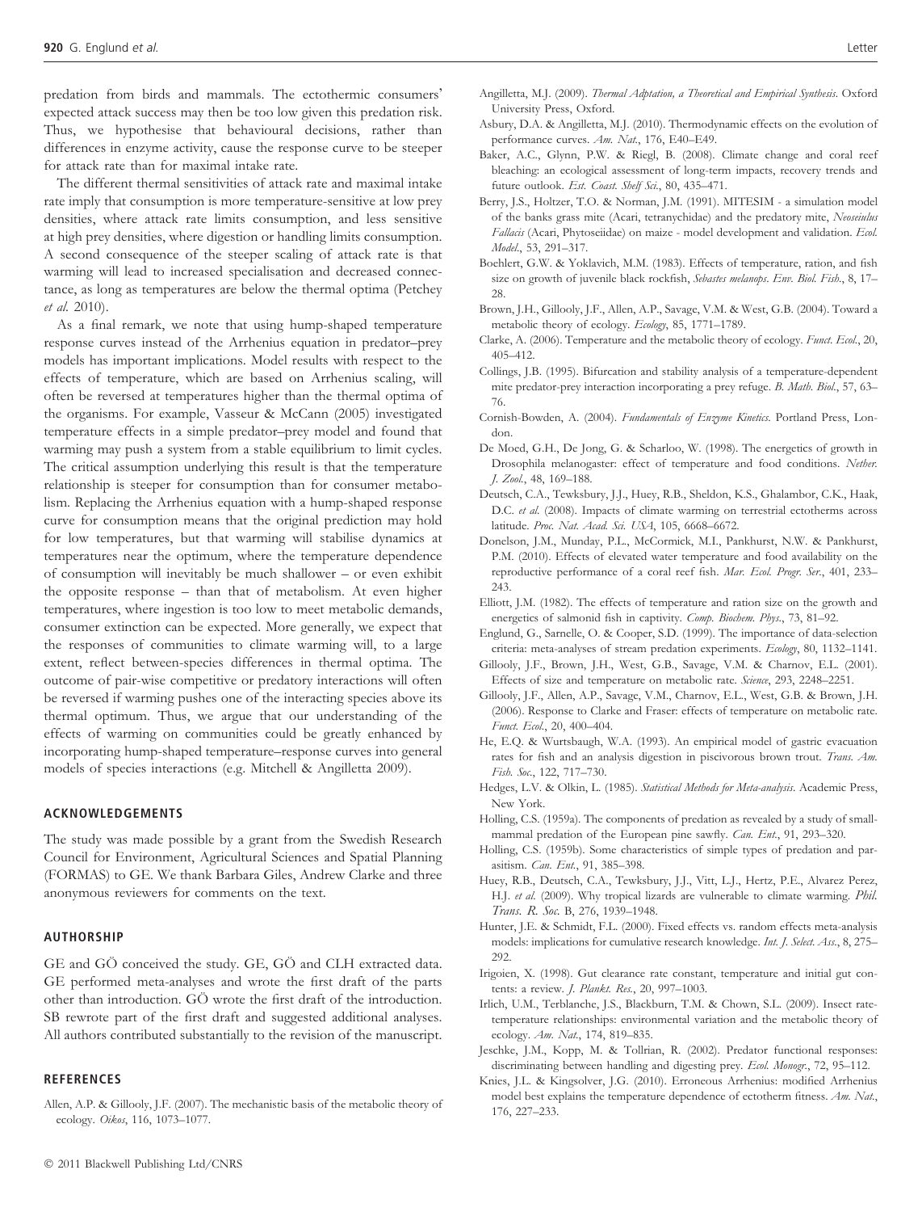predation from birds and mammals. The ectothermic consumers' expected attack success may then be too low given this predation risk. Thus, we hypothesise that behavioural decisions, rather than differences in enzyme activity, cause the response curve to be steeper for attack rate than for maximal intake rate.

The different thermal sensitivities of attack rate and maximal intake rate imply that consumption is more temperature-sensitive at low prey densities, where attack rate limits consumption, and less sensitive at high prey densities, where digestion or handling limits consumption. A second consequence of the steeper scaling of attack rate is that warming will lead to increased specialisation and decreased connectance, as long as temperatures are below the thermal optima (Petchey *et al.* 2010).

As a final remark, we note that using hump-shaped temperature response curves instead of the Arrhenius equation in predator–prey models has important implications. Model results with respect to the effects of temperature, which are based on Arrhenius scaling, will often be reversed at temperatures higher than the thermal optima of the organisms. For example, Vasseur & McCann (2005) investigated temperature effects in a simple predator–prey model and found that warming may push a system from a stable equilibrium to limit cycles. The critical assumption underlying this result is that the temperature relationship is steeper for consumption than for consumer metabolism. Replacing the Arrhenius equation with a hump-shaped response curve for consumption means that the original prediction may hold for low temperatures, but that warming will stabilise dynamics at temperatures near the optimum, where the temperature dependence of consumption will inevitably be much shallower – or even exhibit the opposite response – than that of metabolism. At even higher temperatures, where ingestion is too low to meet metabolic demands, consumer extinction can be expected. More generally, we expect that the responses of communities to climate warming will, to a large extent, reflect between-species differences in thermal optima. The outcome of pair-wise competitive or predatory interactions will often be reversed if warming pushes one of the interacting species above its thermal optimum. Thus, we argue that our understanding of the effects of warming on communities could be greatly enhanced by incorporating hump-shaped temperature–response curves into general models of species interactions (e.g. Mitchell & Angilletta 2009).

## ACKNOWLEDGEMENTS

The study was made possible by a grant from the Swedish Research Council for Environment, Agricultural Sciences and Spatial Planning (FORMAS) to GE. We thank Barbara Giles, Andrew Clarke and three anonymous reviewers for comments on the text.

## AUTHORSHIP

GE and GÖ conceived the study. GE, GÖ and CLH extracted data. GE performed meta-analyses and wrote the first draft of the parts other than introduction. GÖ wrote the first draft of the introduction. SB rewrote part of the first draft and suggested additional analyses. All authors contributed substantially to the revision of the manuscript.

## REFERENCES

Allen, A.P. & Gillooly, J.F. (2007). The mechanistic basis of the metabolic theory of ecology. *Oikos*, 116, 1073–1077.

Angilletta, M.J. (2009). *Thermal Adptation, a Theoretical and Empirical Synthesis*. Oxford University Press, Oxford.

Asbury, D.A. & Angilletta, M.J. (2010). Thermodynamic effects on the evolution of performance curves. *Am. Nat.*, 176, E40–E49.

Baker, A.C., Glynn, P.W. & Riegl, B. (2008). Climate change and coral reef bleaching: an ecological assessment of long-term impacts, recovery trends and future outlook. *Est. Coast. Shelf Sci.*, 80, 435–471.

Berry, J.S., Holtzer, T.O. & Norman, J.M. (1991). MITESIM - a simulation model of the banks grass mite (Acari, tetranychidae) and the predatory mite, *Neoseiulus Fallacis* (Acari, Phytoseiidae) on maize - model development and validation. *Ecol. Model.*, 53, 291–317.

Boehlert, G.W. & Yoklavich, M.M. (1983). Effects of temperature, ration, and fish size on growth of juvenile black rockfish, *Sebastes melanops*. *Env. Biol. Fish.*, 8, 17–28.

Brown, J.H., Gillooly, J.F., Allen, A.P., Savage, V.M. & West, G.B. (2004). Toward a metabolic theory of ecology. *Ecology*, 85, 1771–1789.

Clarke, A. (2006). Temperature and the metabolic theory of ecology. *Funct. Ecol.*, 20, 405–412.

Collings, J.B. (1995). Bifurcation and stability analysis of a temperature-dependent mite predator-prey interaction incorporating a prey refuge. *B. Math. Biol.*, 57, 63–76.

Cornish-Bowden, A. (2004). *Fundamentals of Enzyme Kinetics*. Portland Press, London.

De Moed, G.H., De Jong, G. & Scharloo, W. (1998). The energetics of growth in Drosophila melanogaster: effect of temperature and food conditions. *Nether. J. Zool.*, 48, 169–188.

Deutsch, C.A., Tewksbury, J.J., Huey, R.B., Sheldon, K.S., Ghalambor, C.K., Haak, D.C. *et al.* (2008). Impacts of climate warming on terrestrial ectotherms across latitude. *Proc. Nat. Acad. Sci. USA*, 105, 6668–6672.

Donelson, J.M., Munday, P.L., McCormick, M.I., Pankhurst, N.W. & Pankhurst, P.M. (2010). Effects of elevated water temperature and food availability on the reproductive performance of a coral reef fish. *Mar. Ecol. Progr. Ser.*, 401, 233–243.

Elliott, J.M. (1982). The effects of temperature and ration size on the growth and energetics of salmonid fish in captivity. *Comp. Biochem. Phys.*, 73, 81–92.

Englund, G., Sarnelle, O. & Cooper, S.D. (1999). The importance of data-selection criteria: meta-analyses of stream predation experiments. *Ecology*, 80, 1132–1141.

Gillooly, J.F., Brown, J.H., West, G.B., Savage, V.M. & Charnov, E.L. (2001). Effects of size and temperature on metabolic rate. *Science*, 293, 2248–2251.

Gillooly, J.F., Allen, A.P., Savage, V.M., Charnov, E.L., West, G.B. & Brown, J.H. (2006). Response to Clarke and Fraser: effects of temperature on metabolic rate. *Funct. Ecol.*, 20, 400–404.

He, E.Q. & Wurtsbaugh, W.A. (1993). An empirical model of gastric evacuation rates for fish and an analysis digestion in piscivorous brown trout. *Trans. Am. Fish. Soc.*, 122, 717–730.

Hedges, L.V. & Olkin, L. (1985). *Statistical Methods for Meta-analysis*. Academic Press, New York.

Holling, C.S. (1959a). The components of predation as revealed by a study of small-mammal predation of the European pine sawfly. *Can. Ent.*, 91, 293–320.

Holling, C.S. (1959b). Some characteristics of simple types of predation and parasitism. *Can. Ent.*, 91, 385–398.

Huey, R.B., Deutsch, C.A., Tewksbury, J.J., Vitt, L.J., Hertz, P.E., Alvarez Perez, H.J. *et al.* (2009). Why tropical lizards are vulnerable to climate warming. *Phil. Trans. R. Soc.* B, 276, 1939–1948.

Hunter, J.E. & Schmidt, F.L. (2000). Fixed effects vs. random effects meta-analysis models: implications for cumulative research knowledge. *Int. J. Select. Ass.*, 8, 275–292.

Irigoien, X. (1998). Gut clearance rate constant, temperature and initial gut contents: a review. *J. Plankt. Res.*, 20, 997–1003.

Irlich, U.M., Terblanche, J.S., Blackburn, T.M. & Chown, S.L. (2009). Insect rate-temperature relationships: environmental variation and the metabolic theory of ecology. *Am. Nat.*, 174, 819–835.

Jeschke, J.M., Kopp, M. & Tollrian, R. (2002). Predator functional responses: discriminating between handling and digesting prey. *Ecol. Monogr.*, 72, 95–112.

Knies, J.L. & Kingsolver, J.G. (2010). Erroneous Arrhenius: modified Arrhenius model best explains the temperature dependence of ectotherm fitness. *Am. Nat.*, 176, 227–233.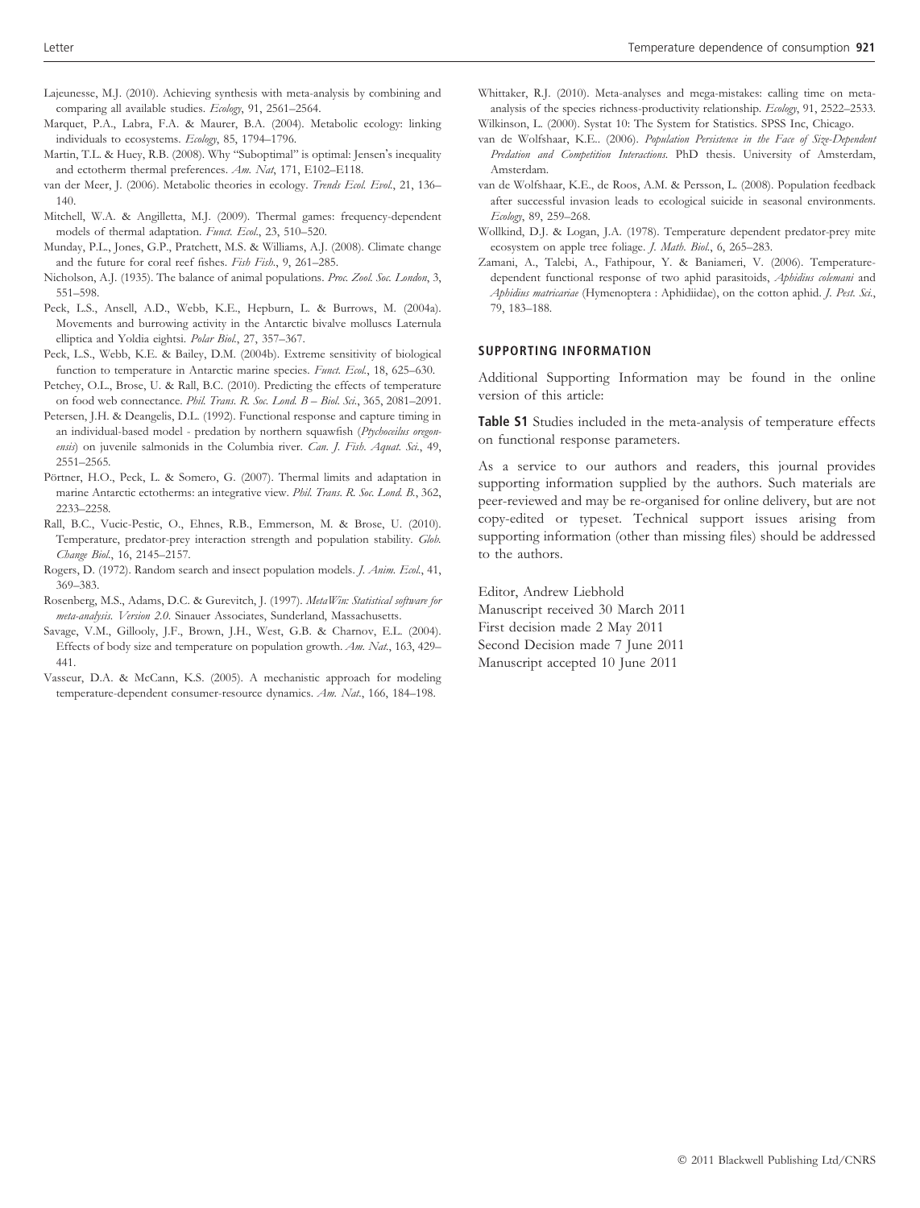Lajeunesse, M.J. (2010). Achieving synthesis with meta-analysis by combining and comparing all available studies. *Ecology*, 91, 2561–2564.

Marquet, P.A., Labra, F.A. & Maurer, B.A. (2004). Metabolic ecology: linking individuals to ecosystems. *Ecology*, 85, 1794–1796.

Martin, T.L. & Huey, R.B. (2008). Why "Suboptimal" is optimal: Jensen's inequality and ectotherm thermal preferences. *Am. Nat*, 171, E102–E118.

van der Meer, J. (2006). Metabolic theories in ecology. *Trends Ecol. Evol.*, 21, 136–140.

Mitchell, W.A. & Angilletta, M.J. (2009). Thermal games: frequency-dependent models of thermal adaptation. *Funct. Ecol.*, 23, 510–520.

Munday, P.L., Jones, G.P., Pratchett, M.S. & Williams, A.J. (2008). Climate change and the future for coral reef fishes. *Fish Fish.*, 9, 261–285.

Nicholson, A.J. (1935). The balance of animal populations. *Proc. Zool. Soc. London*, 3, 551–598.

Peck, L.S., Ansell, A.D., Webb, K.E., Hepburn, L. & Burrows, M. (2004a). Movements and burrowing activity in the Antarctic bivalve molluscs Laternula elliptica and Yoldia eightsi. *Polar Biol.*, 27, 357–367.

Peck, L.S., Webb, K.E. & Bailey, D.M. (2004b). Extreme sensitivity of biological function to temperature in Antarctic marine species. *Funct. Ecol.*, 18, 625–630.

Petchey, O.L., Brose, U. & Rall, B.C. (2010). Predicting the effects of temperature on food web connectance. *Phil. Trans. R. Soc. Lond. B – Biol. Sci.*, 365, 2081–2091.

Petersen, J.H. & Deangelis, D.L. (1992). Functional response and capture timing in an individual-based model - predation by northern squawfish (*Ptychoceilus oregonensis*) on juvenile salmonids in the Columbia river. *Can. J. Fish. Aquat. Sci.*, 49, 2551–2565.

Pörtner, H.O., Peck, L. & Somero, G. (2007). Thermal limits and adaptation in marine Antarctic ectotherms: an integrative view. *Phil. Trans. R. Soc. Lond. B.*, 362, 2233–2258.

Rall, B.C., Vucic-Pestic, O., Ehnes, R.B., Emmerson, M. & Brose, U. (2010). Temperature, predator-prey interaction strength and population stability. *Glob. Change Biol.*, 16, 2145–2157.

Rogers, D. (1972). Random search and insect population models. *J. Anim. Ecol.*, 41, 369–383.

Rosenberg, M.S., Adams, D.C. & Gurevitch, J. (1997). *MetaWin: Statistical software for meta-analysis. Version 2.0.* Sinauer Associates, Sunderland, Massachusetts.

Savage, V.M., Gillooly, J.F., Brown, J.H., West, G.B. & Charnov, E.L. (2004). Effects of body size and temperature on population growth. *Am. Nat.*, 163, 429–441.

Vasseur, D.A. & McCann, K.S. (2005). A mechanistic approach for modeling temperature-dependent consumer-resource dynamics. *Am. Nat.*, 166, 184–198.

Whittaker, R.J. (2010). Meta-analyses and mega-mistakes: calling time on meta-analysis of the species richness-productivity relationship. *Ecology*, 91, 2522–2533.

Wilkinson, L. (2000). Systat 10: The System for Statistics. SPSS Inc, Chicago.

van de Wolfshaar, K.E.. (2006). *Population Persistence in the Face of Size-Dependent Predation and Competition Interactions.* PhD thesis. University of Amsterdam, Amsterdam.

van de Wolfshaar, K.E., de Roos, A.M. & Persson, L. (2008). Population feedback after successful invasion leads to ecological suicide in seasonal environments. *Ecology*, 89, 259–268.

Wollkind, D.J. & Logan, J.A. (1978). Temperature dependent predator-prey mite ecosystem on apple tree foliage. *J. Math. Biol.*, 6, 265–283.

Zamani, A., Talebi, A., Fathipour, Y. & Baniameri, V. (2006). Temperature-dependent functional response of two aphid parasitoids, *Aphidius colemani* and *Aphidius matricariae* (Hymenoptera : Aphidiidae), on the cotton aphid. *J. Pest. Sci.*, 79, 183–188.

## SUPPORTING INFORMATION

Additional Supporting Information may be found in the online version of this article:

**Table S1** Studies included in the meta-analysis of temperature effects on functional response parameters.

As a service to our authors and readers, this journal provides supporting information supplied by the authors. Such materials are peer-reviewed and may be re-organised for online delivery, but are not copy-edited or typeset. Technical support issues arising from supporting information (other than missing files) should be addressed to the authors.

Editor, Andrew Liebhold
Manuscript received 30 March 2011
First decision made 2 May 2011
Second Decision made 7 June 2011
Manuscript accepted 10 June 2011